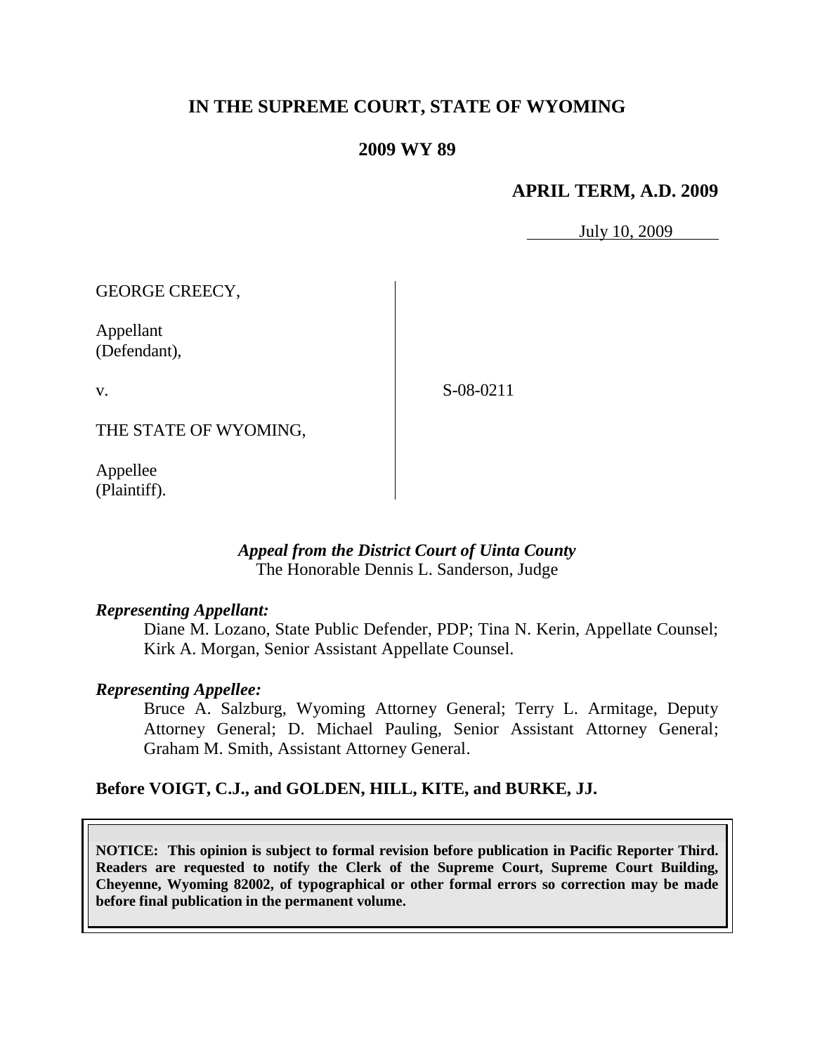# IN THE SUPREME COURT, STATE OF WYOMING

## 2009 WY 89

### APRIL TERM, A.D. 2009

July 10, 2009

GEORGE CREECY,

Appellant
(Defendant),

v.

THE STATE OF WYOMING,

Appellee
(Plaintiff).

S-08-0211

*Appeal from the District Court of Uinta County*
The Honorable Dennis L. Sanderson, Judge

***Representing Appellant:***

Diane M. Lozano, State Public Defender, PDP; Tina N. Kerin, Appellate Counsel; Kirk A. Morgan, Senior Assistant Appellate Counsel.

***Representing Appellee:***

Bruce A. Salzburg, Wyoming Attorney General; Terry L. Armitage, Deputy Attorney General; D. Michael Pauling, Senior Assistant Attorney General; Graham M. Smith, Assistant Attorney General.

**Before VOIGT, C.J., and GOLDEN, HILL, KITE, and BURKE, JJ.**

**NOTICE: This opinion is subject to formal revision before publication in Pacific Reporter Third. Readers are requested to notify the Clerk of the Supreme Court, Supreme Court Building, Cheyenne, Wyoming 82002, of typographical or other formal errors so correction may be made before final publication in the permanent volume.**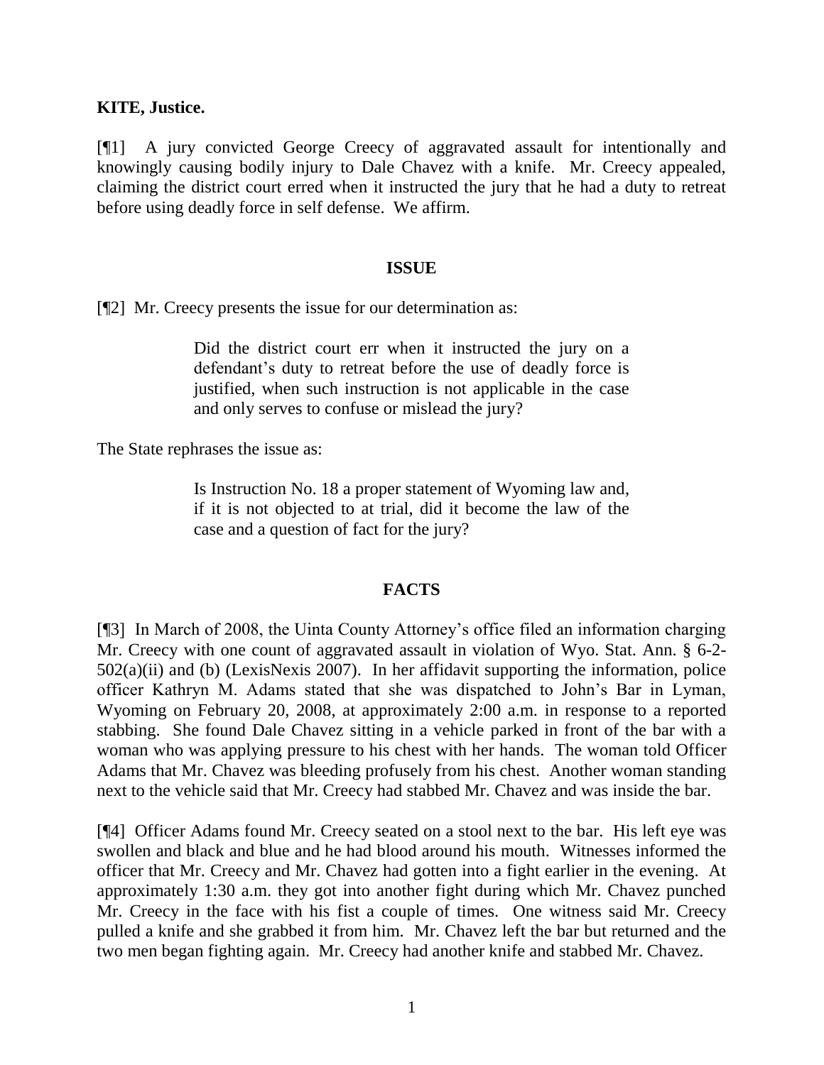**KITE, Justice.**

[¶1] A jury convicted George Creecy of aggravated assault for intentionally and knowingly causing bodily injury to Dale Chavez with a knife. Mr. Creecy appealed, claiming the district court erred when it instructed the jury that he had a duty to retreat before using deadly force in self defense. We affirm.

## ISSUE

[¶2] Mr. Creecy presents the issue for our determination as:

> Did the district court err when it instructed the jury on a defendant's duty to retreat before the use of deadly force is justified, when such instruction is not applicable in the case and only serves to confuse or mislead the jury?

The State rephrases the issue as:

> Is Instruction No. 18 a proper statement of Wyoming law and, if it is not objected to at trial, did it become the law of the case and a question of fact for the jury?

## FACTS

[¶3] In March of 2008, the Uinta County Attorney's office filed an information charging Mr. Creecy with one count of aggravated assault in violation of Wyo. Stat. Ann. § 6-2-502(a)(ii) and (b) (LexisNexis 2007). In her affidavit supporting the information, police officer Kathryn M. Adams stated that she was dispatched to John's Bar in Lyman, Wyoming on February 20, 2008, at approximately 2:00 a.m. in response to a reported stabbing. She found Dale Chavez sitting in a vehicle parked in front of the bar with a woman who was applying pressure to his chest with her hands. The woman told Officer Adams that Mr. Chavez was bleeding profusely from his chest. Another woman standing next to the vehicle said that Mr. Creecy had stabbed Mr. Chavez and was inside the bar.

[¶4] Officer Adams found Mr. Creecy seated on a stool next to the bar. His left eye was swollen and black and blue and he had blood around his mouth. Witnesses informed the officer that Mr. Creecy and Mr. Chavez had gotten into a fight earlier in the evening. At approximately 1:30 a.m. they got into another fight during which Mr. Chavez punched Mr. Creecy in the face with his fist a couple of times. One witness said Mr. Creecy pulled a knife and she grabbed it from him. Mr. Chavez left the bar but returned and the two men began fighting again. Mr. Creecy had another knife and stabbed Mr. Chavez.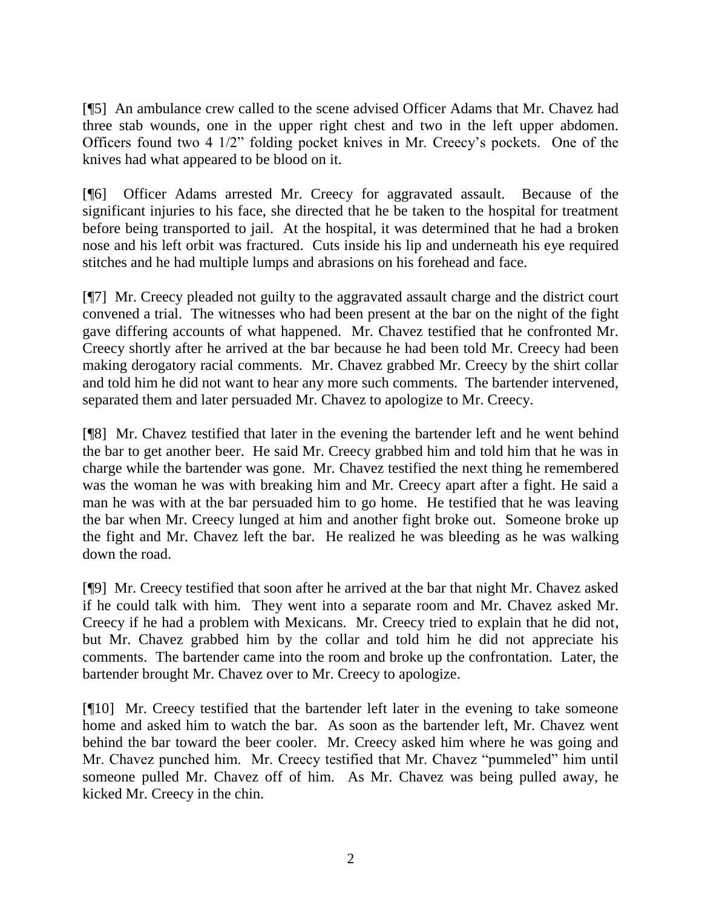[¶5] An ambulance crew called to the scene advised Officer Adams that Mr. Chavez had three stab wounds, one in the upper right chest and two in the left upper abdomen. Officers found two 4 1/2" folding pocket knives in Mr. Creecy's pockets. One of the knives had what appeared to be blood on it.

[¶6] Officer Adams arrested Mr. Creecy for aggravated assault. Because of the significant injuries to his face, she directed that he be taken to the hospital for treatment before being transported to jail. At the hospital, it was determined that he had a broken nose and his left orbit was fractured. Cuts inside his lip and underneath his eye required stitches and he had multiple lumps and abrasions on his forehead and face.

[¶7] Mr. Creecy pleaded not guilty to the aggravated assault charge and the district court convened a trial. The witnesses who had been present at the bar on the night of the fight gave differing accounts of what happened. Mr. Chavez testified that he confronted Mr. Creecy shortly after he arrived at the bar because he had been told Mr. Creecy had been making derogatory racial comments. Mr. Chavez grabbed Mr. Creecy by the shirt collar and told him he did not want to hear any more such comments. The bartender intervened, separated them and later persuaded Mr. Chavez to apologize to Mr. Creecy.

[¶8] Mr. Chavez testified that later in the evening the bartender left and he went behind the bar to get another beer. He said Mr. Creecy grabbed him and told him that he was in charge while the bartender was gone. Mr. Chavez testified the next thing he remembered was the woman he was with breaking him and Mr. Creecy apart after a fight. He said a man he was with at the bar persuaded him to go home. He testified that he was leaving the bar when Mr. Creecy lunged at him and another fight broke out. Someone broke up the fight and Mr. Chavez left the bar. He realized he was bleeding as he was walking down the road.

[¶9] Mr. Creecy testified that soon after he arrived at the bar that night Mr. Chavez asked if he could talk with him. They went into a separate room and Mr. Chavez asked Mr. Creecy if he had a problem with Mexicans. Mr. Creecy tried to explain that he did not, but Mr. Chavez grabbed him by the collar and told him he did not appreciate his comments. The bartender came into the room and broke up the confrontation. Later, the bartender brought Mr. Chavez over to Mr. Creecy to apologize.

[¶10] Mr. Creecy testified that the bartender left later in the evening to take someone home and asked him to watch the bar. As soon as the bartender left, Mr. Chavez went behind the bar toward the beer cooler. Mr. Creecy asked him where he was going and Mr. Chavez punched him. Mr. Creecy testified that Mr. Chavez "pummeled" him until someone pulled Mr. Chavez off of him. As Mr. Chavez was being pulled away, he kicked Mr. Creecy in the chin.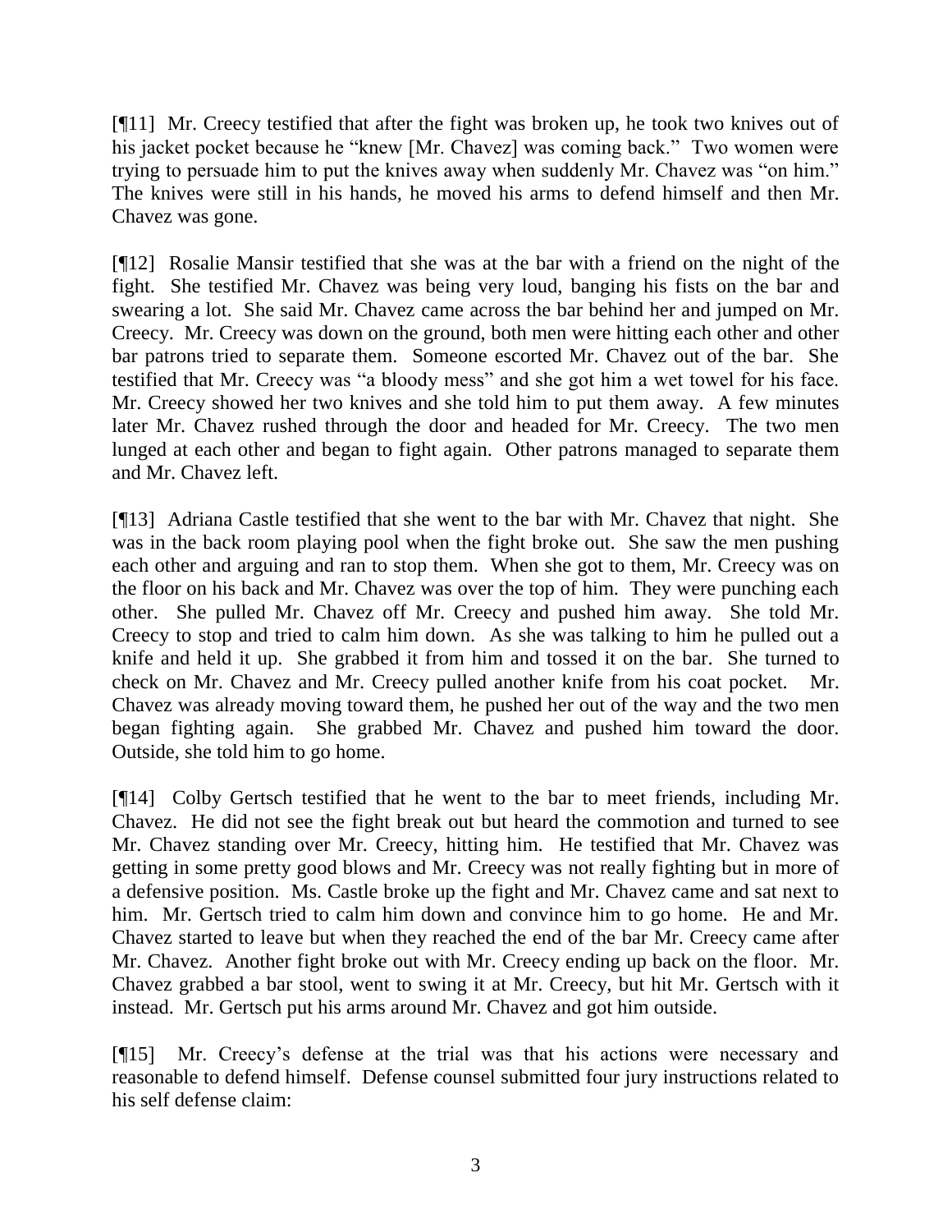[¶11] Mr. Creecy testified that after the fight was broken up, he took two knives out of his jacket pocket because he "knew [Mr. Chavez] was coming back." Two women were trying to persuade him to put the knives away when suddenly Mr. Chavez was "on him." The knives were still in his hands, he moved his arms to defend himself and then Mr. Chavez was gone.

[¶12] Rosalie Mansir testified that she was at the bar with a friend on the night of the fight. She testified Mr. Chavez was being very loud, banging his fists on the bar and swearing a lot. She said Mr. Chavez came across the bar behind her and jumped on Mr. Creecy. Mr. Creecy was down on the ground, both men were hitting each other and other bar patrons tried to separate them. Someone escorted Mr. Chavez out of the bar. She testified that Mr. Creecy was "a bloody mess" and she got him a wet towel for his face. Mr. Creecy showed her two knives and she told him to put them away. A few minutes later Mr. Chavez rushed through the door and headed for Mr. Creecy. The two men lunged at each other and began to fight again. Other patrons managed to separate them and Mr. Chavez left.

[¶13] Adriana Castle testified that she went to the bar with Mr. Chavez that night. She was in the back room playing pool when the fight broke out. She saw the men pushing each other and arguing and ran to stop them. When she got to them, Mr. Creecy was on the floor on his back and Mr. Chavez was over the top of him. They were punching each other. She pulled Mr. Chavez off Mr. Creecy and pushed him away. She told Mr. Creecy to stop and tried to calm him down. As she was talking to him he pulled out a knife and held it up. She grabbed it from him and tossed it on the bar. She turned to check on Mr. Chavez and Mr. Creecy pulled another knife from his coat pocket. Mr. Chavez was already moving toward them, he pushed her out of the way and the two men began fighting again. She grabbed Mr. Chavez and pushed him toward the door. Outside, she told him to go home.

[¶14] Colby Gertsch testified that he went to the bar to meet friends, including Mr. Chavez. He did not see the fight break out but heard the commotion and turned to see Mr. Chavez standing over Mr. Creecy, hitting him. He testified that Mr. Chavez was getting in some pretty good blows and Mr. Creecy was not really fighting but in more of a defensive position. Ms. Castle broke up the fight and Mr. Chavez came and sat next to him. Mr. Gertsch tried to calm him down and convince him to go home. He and Mr. Chavez started to leave but when they reached the end of the bar Mr. Creecy came after Mr. Chavez. Another fight broke out with Mr. Creecy ending up back on the floor. Mr. Chavez grabbed a bar stool, went to swing it at Mr. Creecy, but hit Mr. Gertsch with it instead. Mr. Gertsch put his arms around Mr. Chavez and got him outside.

[¶15] Mr. Creecy's defense at the trial was that his actions were necessary and reasonable to defend himself. Defense counsel submitted four jury instructions related to his self defense claim: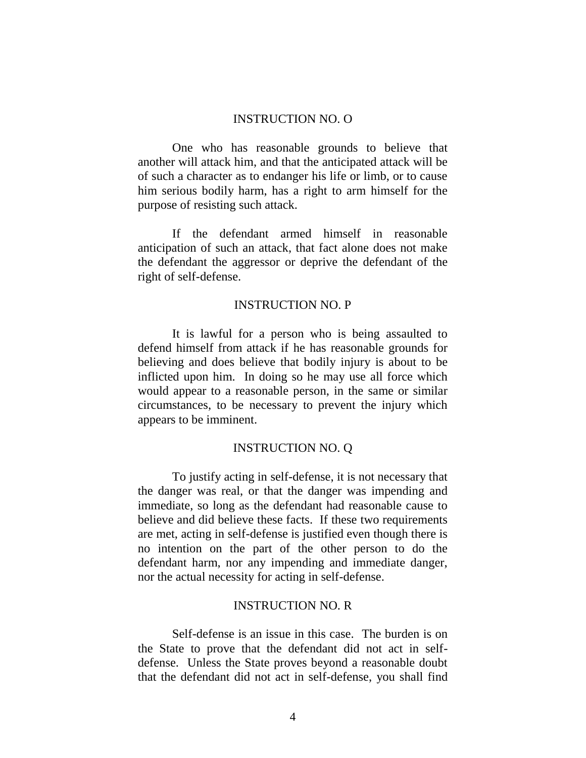INSTRUCTION NO. O

One who has reasonable grounds to believe that another will attack him, and that the anticipated attack will be of such a character as to endanger his life or limb, or to cause him serious bodily harm, has a right to arm himself for the purpose of resisting such attack.

If the defendant armed himself in reasonable anticipation of such an attack, that fact alone does not make the defendant the aggressor or deprive the defendant of the right of self-defense.

INSTRUCTION NO. P

It is lawful for a person who is being assaulted to defend himself from attack if he has reasonable grounds for believing and does believe that bodily injury is about to be inflicted upon him. In doing so he may use all force which would appear to a reasonable person, in the same or similar circumstances, to be necessary to prevent the injury which appears to be imminent.

INSTRUCTION NO. Q

To justify acting in self-defense, it is not necessary that the danger was real, or that the danger was impending and immediate, so long as the defendant had reasonable cause to believe and did believe these facts. If these two requirements are met, acting in self-defense is justified even though there is no intention on the part of the other person to do the defendant harm, nor any impending and immediate danger, nor the actual necessity for acting in self-defense.

INSTRUCTION NO. R

Self-defense is an issue in this case. The burden is on the State to prove that the defendant did not act in self-defense. Unless the State proves beyond a reasonable doubt that the defendant did not act in self-defense, you shall find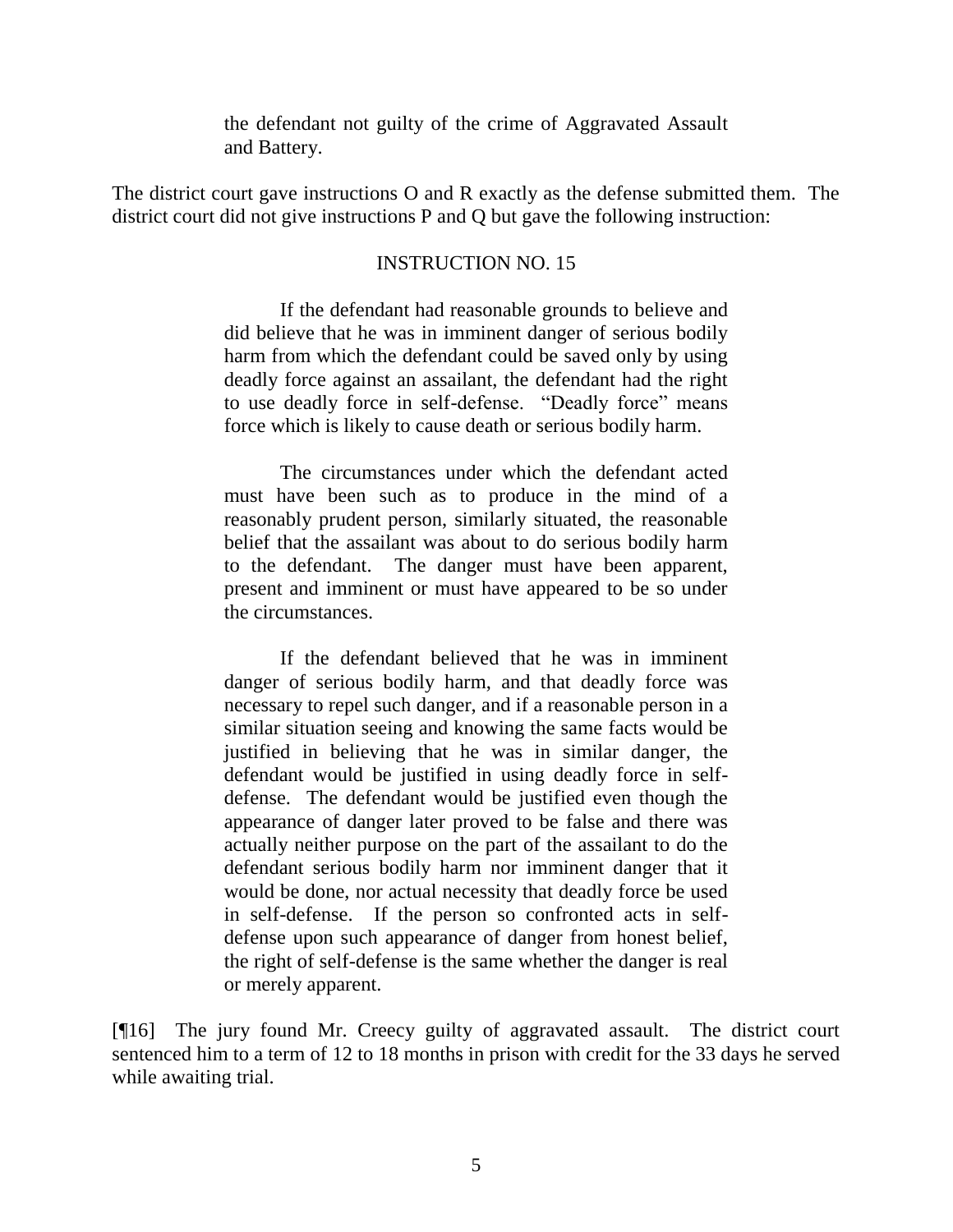> the defendant not guilty of the crime of Aggravated Assault and Battery.

The district court gave instructions O and R exactly as the defense submitted them. The district court did not give instructions P and Q but gave the following instruction:

> INSTRUCTION NO. 15
>
> If the defendant had reasonable grounds to believe and did believe that he was in imminent danger of serious bodily harm from which the defendant could be saved only by using deadly force against an assailant, the defendant had the right to use deadly force in self-defense. "Deadly force" means force which is likely to cause death or serious bodily harm.
>
> The circumstances under which the defendant acted must have been such as to produce in the mind of a reasonably prudent person, similarly situated, the reasonable belief that the assailant was about to do serious bodily harm to the defendant. The danger must have been apparent, present and imminent or must have appeared to be so under the circumstances.
>
> If the defendant believed that he was in imminent danger of serious bodily harm, and that deadly force was necessary to repel such danger, and if a reasonable person in a similar situation seeing and knowing the same facts would be justified in believing that he was in similar danger, the defendant would be justified in using deadly force in self-defense. The defendant would be justified even though the appearance of danger later proved to be false and there was actually neither purpose on the part of the assailant to do the defendant serious bodily harm nor imminent danger that it would be done, nor actual necessity that deadly force be used in self-defense. If the person so confronted acts in self-defense upon such appearance of danger from honest belief, the right of self-defense is the same whether the danger is real or merely apparent.

[¶16] The jury found Mr. Creecy guilty of aggravated assault. The district court sentenced him to a term of 12 to 18 months in prison with credit for the 33 days he served while awaiting trial.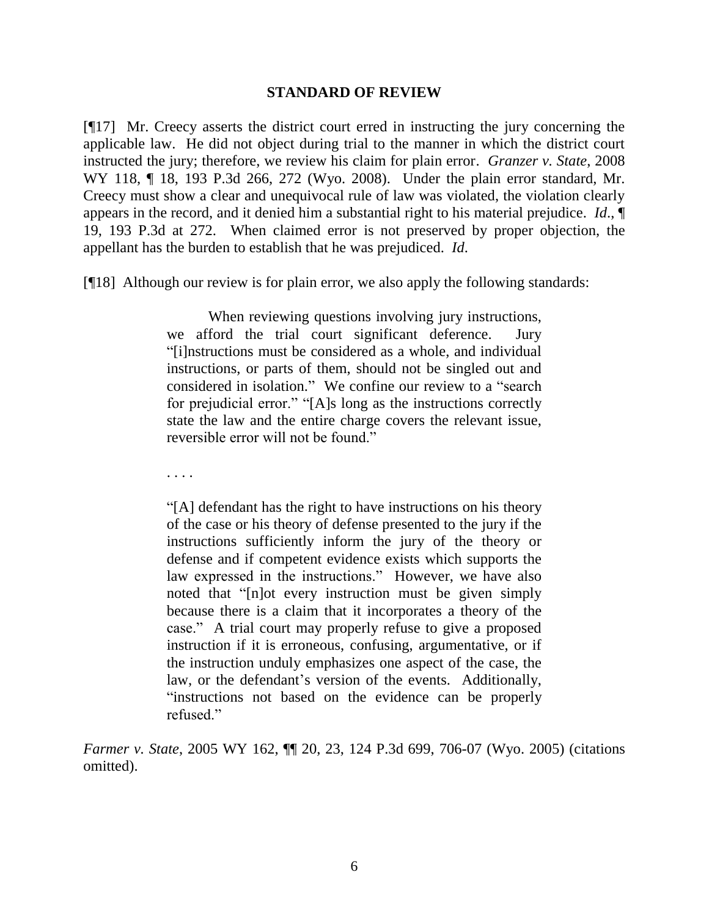## STANDARD OF REVIEW

[¶17] Mr. Creecy asserts the district court erred in instructing the jury concerning the applicable law. He did not object during trial to the manner in which the district court instructed the jury; therefore, we review his claim for plain error. *Granzer v. State*, 2008 WY 118, ¶ 18, 193 P.3d 266, 272 (Wyo. 2008). Under the plain error standard, Mr. Creecy must show a clear and unequivocal rule of law was violated, the violation clearly appears in the record, and it denied him a substantial right to his material prejudice. *Id*., ¶ 19, 193 P.3d at 272. When claimed error is not preserved by proper objection, the appellant has the burden to establish that he was prejudiced. *Id*.

[¶18] Although our review is for plain error, we also apply the following standards:

> When reviewing questions involving jury instructions, we afford the trial court significant deference. Jury "[i]nstructions must be considered as a whole, and individual instructions, or parts of them, should not be singled out and considered in isolation." We confine our review to a "search for prejudicial error." "[A]s long as the instructions correctly state the law and the entire charge covers the relevant issue, reversible error will not be found."
>
> . . . .
>
> "[A] defendant has the right to have instructions on his theory of the case or his theory of defense presented to the jury if the instructions sufficiently inform the jury of the theory or defense and if competent evidence exists which supports the law expressed in the instructions." However, we have also noted that "[n]ot every instruction must be given simply because there is a claim that it incorporates a theory of the case." A trial court may properly refuse to give a proposed instruction if it is erroneous, confusing, argumentative, or if the instruction unduly emphasizes one aspect of the case, the law, or the defendant's version of the events. Additionally, "instructions not based on the evidence can be properly refused."

*Farmer v. State*, 2005 WY 162, ¶¶ 20, 23, 124 P.3d 699, 706-07 (Wyo. 2005) (citations omitted).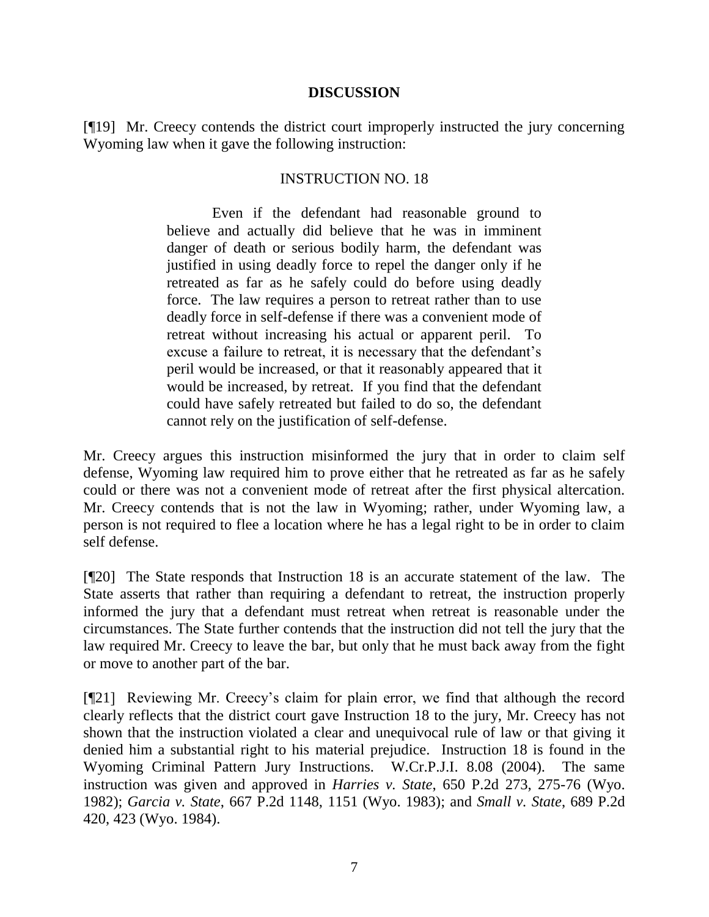## DISCUSSION

[¶19] Mr. Creecy contends the district court improperly instructed the jury concerning Wyoming law when it gave the following instruction:

INSTRUCTION NO. 18

> Even if the defendant had reasonable ground to believe and actually did believe that he was in imminent danger of death or serious bodily harm, the defendant was justified in using deadly force to repel the danger only if he retreated as far as he safely could do before using deadly force. The law requires a person to retreat rather than to use deadly force in self-defense if there was a convenient mode of retreat without increasing his actual or apparent peril. To excuse a failure to retreat, it is necessary that the defendant's peril would be increased, or that it reasonably appeared that it would be increased, by retreat. If you find that the defendant could have safely retreated but failed to do so, the defendant cannot rely on the justification of self-defense.

Mr. Creecy argues this instruction misinformed the jury that in order to claim self defense, Wyoming law required him to prove either that he retreated as far as he safely could or there was not a convenient mode of retreat after the first physical altercation. Mr. Creecy contends that is not the law in Wyoming; rather, under Wyoming law, a person is not required to flee a location where he has a legal right to be in order to claim self defense.

[¶20] The State responds that Instruction 18 is an accurate statement of the law. The State asserts that rather than requiring a defendant to retreat, the instruction properly informed the jury that a defendant must retreat when retreat is reasonable under the circumstances. The State further contends that the instruction did not tell the jury that the law required Mr. Creecy to leave the bar, but only that he must back away from the fight or move to another part of the bar.

[¶21] Reviewing Mr. Creecy's claim for plain error, we find that although the record clearly reflects that the district court gave Instruction 18 to the jury, Mr. Creecy has not shown that the instruction violated a clear and unequivocal rule of law or that giving it denied him a substantial right to his material prejudice. Instruction 18 is found in the Wyoming Criminal Pattern Jury Instructions. W.Cr.P.J.I. 8.08 (2004). The same instruction was given and approved in *Harries v. State*, 650 P.2d 273, 275-76 (Wyo. 1982); *Garcia v. State*, 667 P.2d 1148, 1151 (Wyo. 1983); and *Small v. State*, 689 P.2d 420, 423 (Wyo. 1984).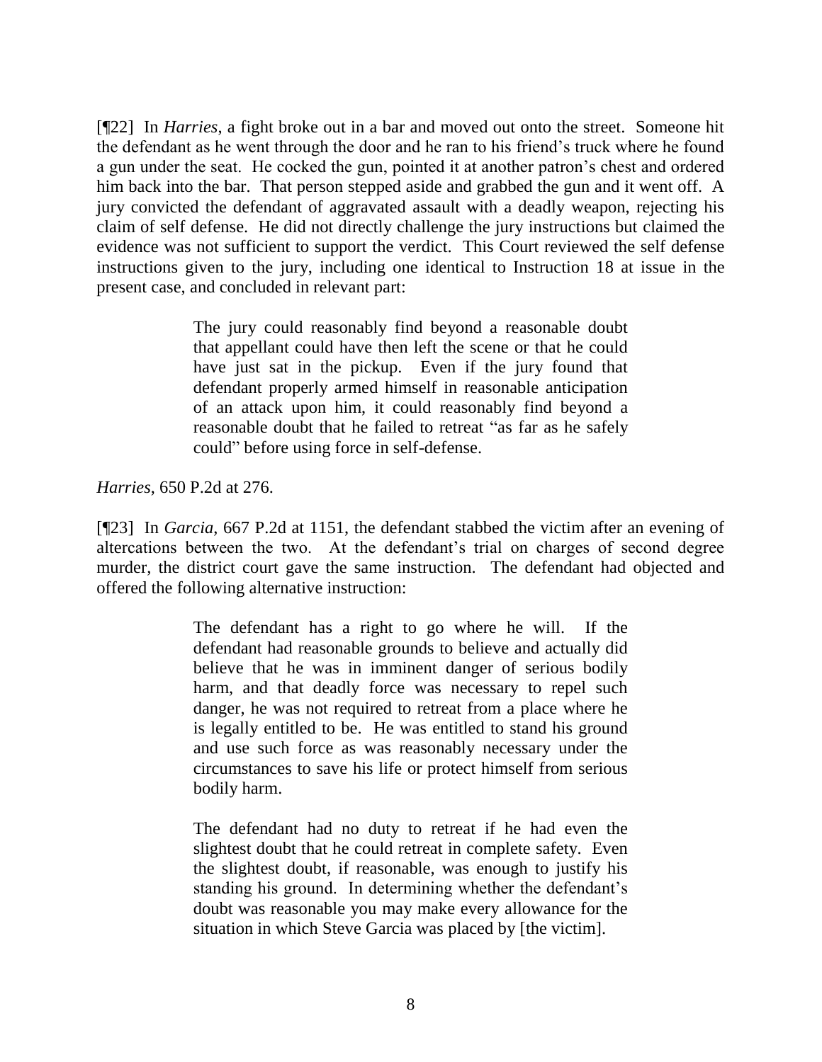[¶22] In *Harries*, a fight broke out in a bar and moved out onto the street. Someone hit the defendant as he went through the door and he ran to his friend's truck where he found a gun under the seat. He cocked the gun, pointed it at another patron's chest and ordered him back into the bar. That person stepped aside and grabbed the gun and it went off. A jury convicted the defendant of aggravated assault with a deadly weapon, rejecting his claim of self defense. He did not directly challenge the jury instructions but claimed the evidence was not sufficient to support the verdict. This Court reviewed the self defense instructions given to the jury, including one identical to Instruction 18 at issue in the present case, and concluded in relevant part:

> The jury could reasonably find beyond a reasonable doubt that appellant could have then left the scene or that he could have just sat in the pickup. Even if the jury found that defendant properly armed himself in reasonable anticipation of an attack upon him, it could reasonably find beyond a reasonable doubt that he failed to retreat "as far as he safely could" before using force in self-defense.

*Harries*, 650 P.2d at 276.

[¶23] In *Garcia*, 667 P.2d at 1151, the defendant stabbed the victim after an evening of altercations between the two. At the defendant's trial on charges of second degree murder, the district court gave the same instruction. The defendant had objected and offered the following alternative instruction:

> The defendant has a right to go where he will. If the defendant had reasonable grounds to believe and actually did believe that he was in imminent danger of serious bodily harm, and that deadly force was necessary to repel such danger, he was not required to retreat from a place where he is legally entitled to be. He was entitled to stand his ground and use such force as was reasonably necessary under the circumstances to save his life or protect himself from serious bodily harm.
>
> The defendant had no duty to retreat if he had even the slightest doubt that he could retreat in complete safety. Even the slightest doubt, if reasonable, was enough to justify his standing his ground. In determining whether the defendant's doubt was reasonable you may make every allowance for the situation in which Steve Garcia was placed by [the victim].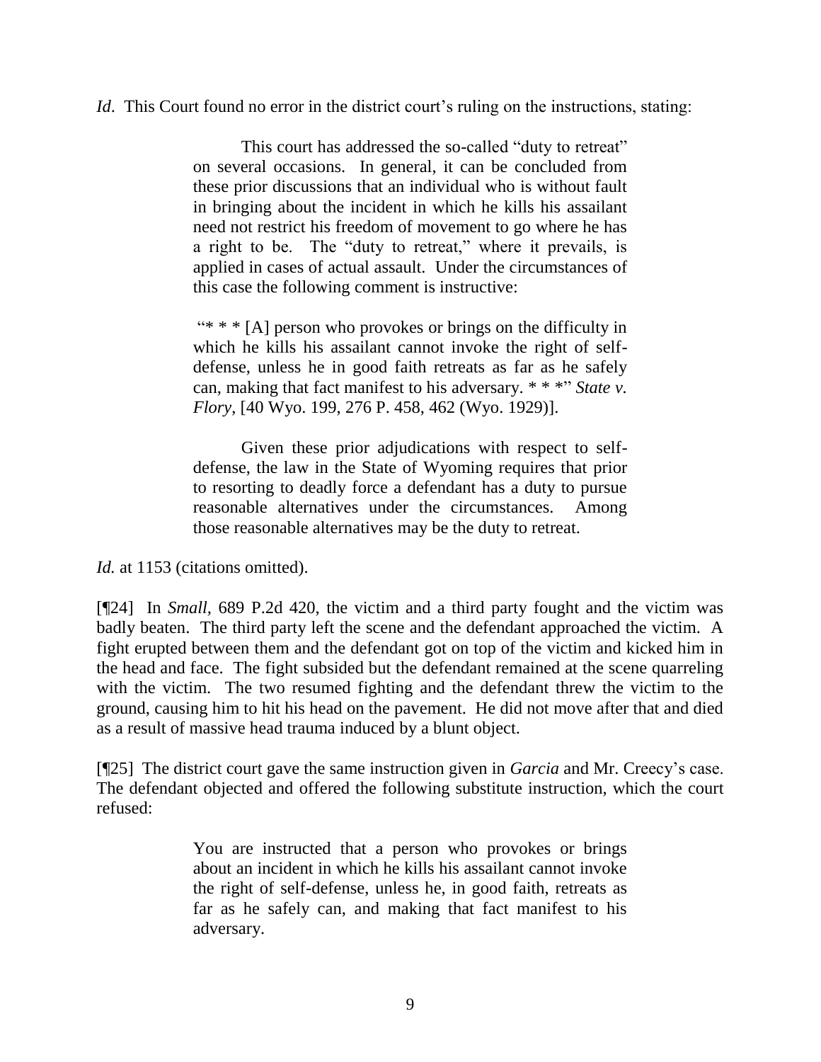*Id*. This Court found no error in the district court's ruling on the instructions, stating:

> This court has addressed the so-called "duty to retreat" on several occasions. In general, it can be concluded from these prior discussions that an individual who is without fault in bringing about the incident in which he kills his assailant need not restrict his freedom of movement to go where he has a right to be. The "duty to retreat," where it prevails, is applied in cases of actual assault. Under the circumstances of this case the following comment is instructive:
>
> "* * * [A] person who provokes or brings on the difficulty in which he kills his assailant cannot invoke the right of self-defense, unless he in good faith retreats as far as he safely can, making that fact manifest to his adversary. * * *" *State v. Flory*, [40 Wyo. 199, 276 P. 458, 462 (Wyo. 1929)].
>
> Given these prior adjudications with respect to self-defense, the law in the State of Wyoming requires that prior to resorting to deadly force a defendant has a duty to pursue reasonable alternatives under the circumstances. Among those reasonable alternatives may be the duty to retreat.

*Id.* at 1153 (citations omitted).

[¶24] In *Small*, 689 P.2d 420, the victim and a third party fought and the victim was badly beaten. The third party left the scene and the defendant approached the victim. A fight erupted between them and the defendant got on top of the victim and kicked him in the head and face. The fight subsided but the defendant remained at the scene quarreling with the victim. The two resumed fighting and the defendant threw the victim to the ground, causing him to hit his head on the pavement. He did not move after that and died as a result of massive head trauma induced by a blunt object.

[¶25] The district court gave the same instruction given in *Garcia* and Mr. Creecy's case. The defendant objected and offered the following substitute instruction, which the court refused:

> You are instructed that a person who provokes or brings about an incident in which he kills his assailant cannot invoke the right of self-defense, unless he, in good faith, retreats as far as he safely can, and making that fact manifest to his adversary.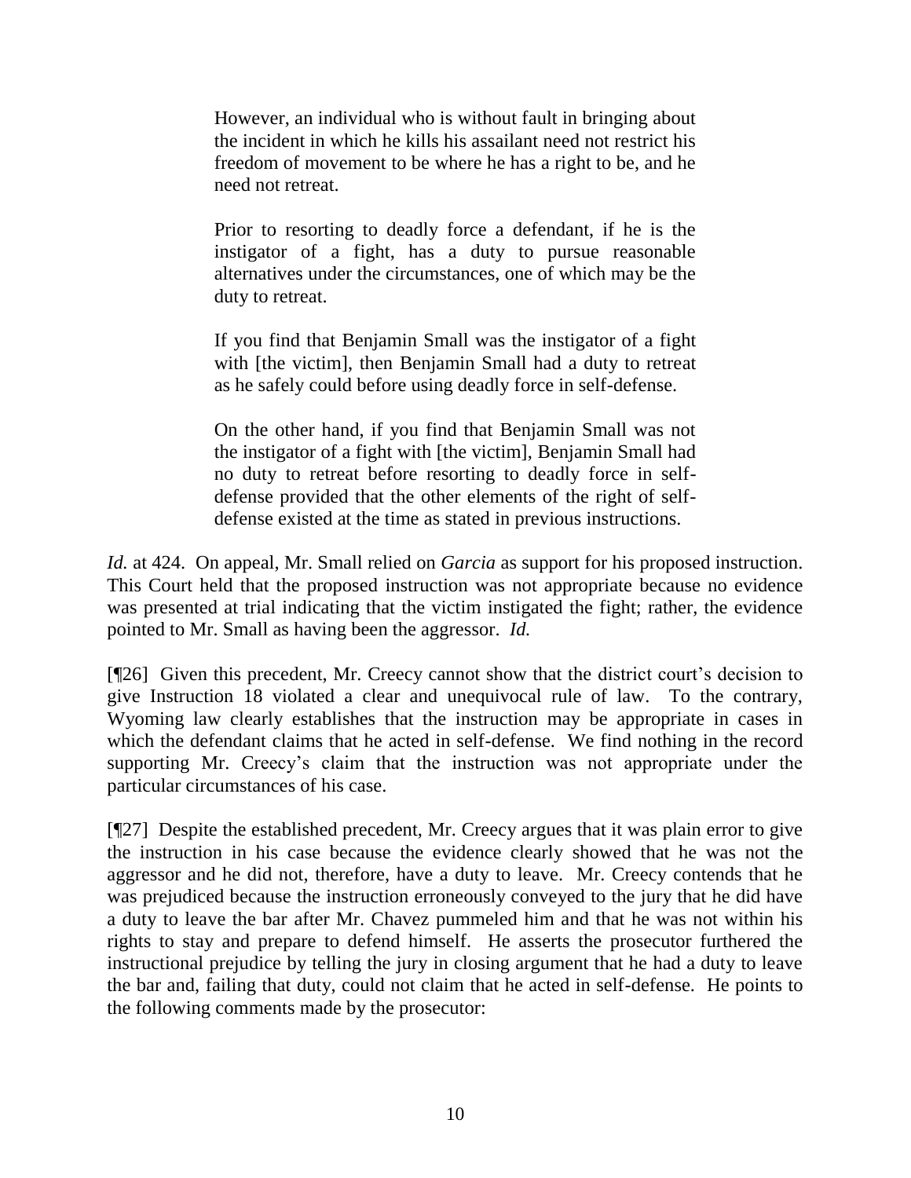> However, an individual who is without fault in bringing about the incident in which he kills his assailant need not restrict his freedom of movement to be where he has a right to be, and he need not retreat.
>
> Prior to resorting to deadly force a defendant, if he is the instigator of a fight, has a duty to pursue reasonable alternatives under the circumstances, one of which may be the duty to retreat.
>
> If you find that Benjamin Small was the instigator of a fight with [the victim], then Benjamin Small had a duty to retreat as he safely could before using deadly force in self-defense.
>
> On the other hand, if you find that Benjamin Small was not the instigator of a fight with [the victim], Benjamin Small had no duty to retreat before resorting to deadly force in self-defense provided that the other elements of the right of self-defense existed at the time as stated in previous instructions.

*Id.* at 424. On appeal, Mr. Small relied on *Garcia* as support for his proposed instruction. This Court held that the proposed instruction was not appropriate because no evidence was presented at trial indicating that the victim instigated the fight; rather, the evidence pointed to Mr. Small as having been the aggressor. *Id.*

[¶26] Given this precedent, Mr. Creecy cannot show that the district court's decision to give Instruction 18 violated a clear and unequivocal rule of law. To the contrary, Wyoming law clearly establishes that the instruction may be appropriate in cases in which the defendant claims that he acted in self-defense. We find nothing in the record supporting Mr. Creecy's claim that the instruction was not appropriate under the particular circumstances of his case.

[¶27] Despite the established precedent, Mr. Creecy argues that it was plain error to give the instruction in his case because the evidence clearly showed that he was not the aggressor and he did not, therefore, have a duty to leave. Mr. Creecy contends that he was prejudiced because the instruction erroneously conveyed to the jury that he did have a duty to leave the bar after Mr. Chavez pummeled him and that he was not within his rights to stay and prepare to defend himself. He asserts the prosecutor furthered the instructional prejudice by telling the jury in closing argument that he had a duty to leave the bar and, failing that duty, could not claim that he acted in self-defense. He points to the following comments made by the prosecutor: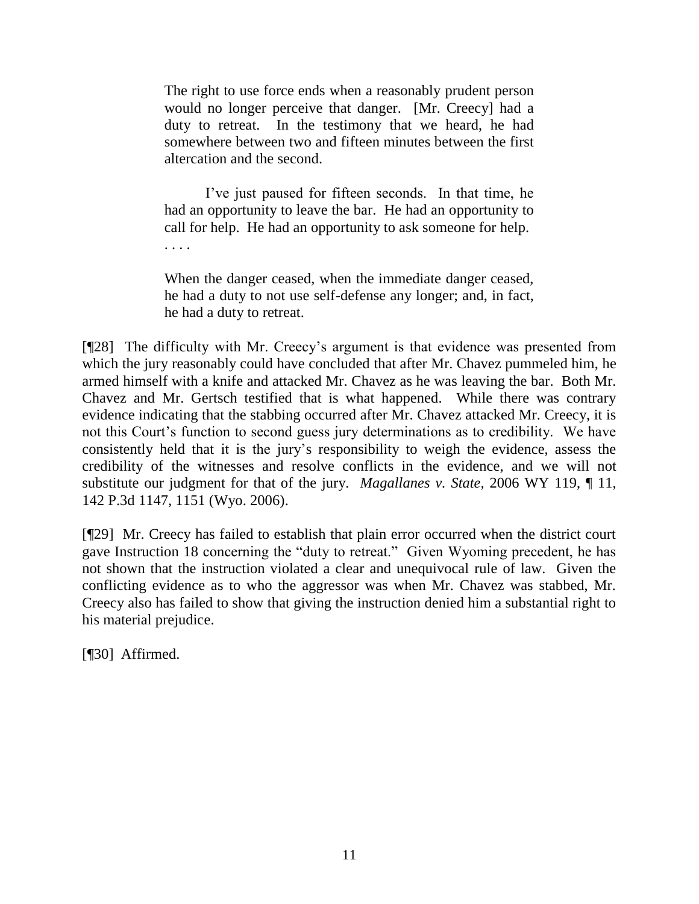> The right to use force ends when a reasonably prudent person would no longer perceive that danger. [Mr. Creecy] had a duty to retreat. In the testimony that we heard, he had somewhere between two and fifteen minutes between the first altercation and the second.
>
> I've just paused for fifteen seconds. In that time, he had an opportunity to leave the bar. He had an opportunity to call for help. He had an opportunity to ask someone for help. . . . .
>
> When the danger ceased, when the immediate danger ceased, he had a duty to not use self-defense any longer; and, in fact, he had a duty to retreat.

[¶28] The difficulty with Mr. Creecy's argument is that evidence was presented from which the jury reasonably could have concluded that after Mr. Chavez pummeled him, he armed himself with a knife and attacked Mr. Chavez as he was leaving the bar. Both Mr. Chavez and Mr. Gertsch testified that is what happened. While there was contrary evidence indicating that the stabbing occurred after Mr. Chavez attacked Mr. Creecy, it is not this Court's function to second guess jury determinations as to credibility. We have consistently held that it is the jury's responsibility to weigh the evidence, assess the credibility of the witnesses and resolve conflicts in the evidence, and we will not substitute our judgment for that of the jury. *Magallanes v. State*, 2006 WY 119, ¶ 11, 142 P.3d 1147, 1151 (Wyo. 2006).

[¶29] Mr. Creecy has failed to establish that plain error occurred when the district court gave Instruction 18 concerning the "duty to retreat." Given Wyoming precedent, he has not shown that the instruction violated a clear and unequivocal rule of law. Given the conflicting evidence as to who the aggressor was when Mr. Chavez was stabbed, Mr. Creecy also has failed to show that giving the instruction denied him a substantial right to his material prejudice.

[¶30] Affirmed.